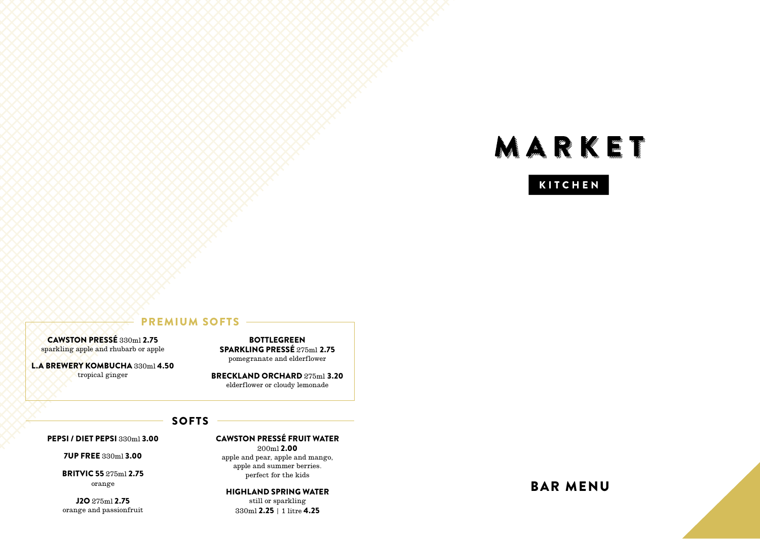# MARKET

KITCHEN

## PREMIUM SOFTS

**CAWSTON PRESSÉ** 330ml **2.75**
sparkling apple and rhubarb or apple

**L.A BREWERY KOMBUCHA** 330ml **4.50**
tropical ginger

**BOTTLEGREEN SPARKLING PRESSÉ** 275ml **2.75**
pomegranate and elderflower

**BRECKLAND ORCHARD** 275ml **3.20**
elderflower or cloudy lemonade

## SOFTS

**PEPSI / DIET PEPSI** 330ml **3.00**

**7UP FREE** 330ml **3.00**

**BRITVIC 55** 275ml **2.75**
orange

**J2O** 275ml **2.75**
orange and passionfruit

**CAWSTON PRESSÉ FRUIT WATER**
200ml **2.00**
apple and pear, apple and mango, apple and summer berries.
perfect for the kids

**HIGHLAND SPRING WATER**
still or sparkling
330ml **2.25** | 1 litre **4.25**

## BAR MENU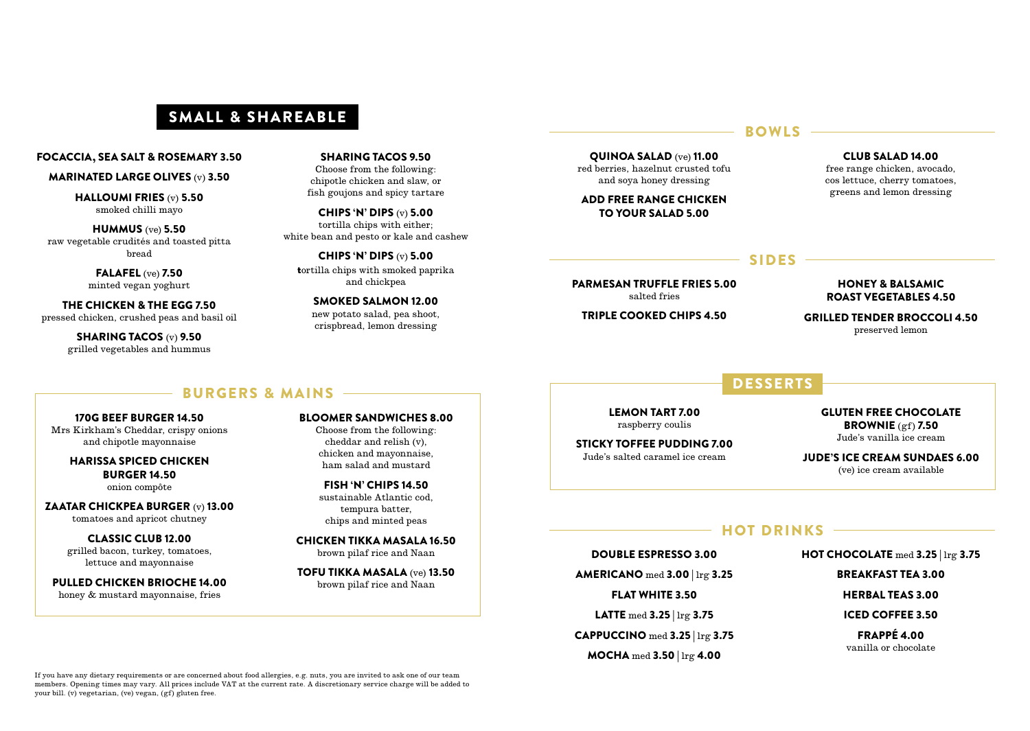## SMALL & SHAREABLE

**FOCACCIA, SEA SALT & ROSEMARY 3.50**

**MARINATED LARGE OLIVES** (v) **3.50**

**HALLOUMI FRIES** (v) **5.50**
smoked chilli mayo

**HUMMUS** (ve) **5.50**
raw vegetable crudités and toasted pitta bread

**FALAFEL** (ve) **7.50**
minted vegan yoghurt

**THE CHICKEN & THE EGG 7.50**
pressed chicken, crushed peas and basil oil

**SHARING TACOS** (v) **9.50**
grilled vegetables and hummus

**SHARING TACOS 9.50**
Choose from the following: chipotle chicken and slaw, or fish goujons and spicy tartare

**CHIPS 'N' DIPS** (v) **5.00**
tortilla chips with either; white bean and pesto or kale and cashew

**CHIPS 'N' DIPS** (v) **5.00**
tortilla chips with smoked paprika and chickpea

**SMOKED SALMON 12.00**
new potato salad, pea shoot, crispbread, lemon dressing

## BURGERS & MAINS

**170G BEEF BURGER 14.50**
Mrs Kirkham's Cheddar, crispy onions and chipotle mayonnaise

**HARISSA SPICED CHICKEN BURGER 14.50**
onion compôte

**ZAATAR CHICKPEA BURGER** (v) **13.00**
tomatoes and apricot chutney

**CLASSIC CLUB 12.00**
grilled bacon, turkey, tomatoes, lettuce and mayonnaise

**PULLED CHICKEN BRIOCHE 14.00**
honey & mustard mayonnaise, fries

**BLOOMER SANDWICHES 8.00**
Choose from the following: cheddar and relish (v), chicken and mayonnaise, ham salad and mustard

**FISH 'N' CHIPS 14.50**
sustainable Atlantic cod, tempura batter, chips and minted peas

**CHICKEN TIKKA MASALA 16.50**
brown pilaf rice and Naan

**TOFU TIKKA MASALA** (ve) **13.50**
brown pilaf rice and Naan

## BOWLS

**QUINOA SALAD** (ve) **11.00**
red berries, hazelnut crusted tofu and soya honey dressing

**ADD FREE RANGE CHICKEN TO YOUR SALAD 5.00**

**CLUB SALAD 14.00**
free range chicken, avocado, cos lettuce, cherry tomatoes, greens and lemon dressing

## SIDES

**PARMESAN TRUFFLE FRIES 5.00**
salted fries

**TRIPLE COOKED CHIPS 4.50**

**HONEY & BALSAMIC ROAST VEGETABLES 4.50**

**GRILLED TENDER BROCCOLI 4.50**
preserved lemon

## DESSERTS

**LEMON TART 7.00**
raspberry coulis

**STICKY TOFFEE PUDDING 7.00**
Jude's salted caramel ice cream

**GLUTEN FREE CHOCOLATE BROWNIE** (gf) **7.50**
Jude's vanilla ice cream

**JUDE'S ICE CREAM SUNDAES 6.00**
(ve) ice cream available

## HOT DRINKS

**DOUBLE ESPRESSO 3.00**

**AMERICANO** med **3.00** | lrg **3.25**

**FLAT WHITE 3.50**

**LATTE** med **3.25** | lrg **3.75**

**CAPPUCCINO** med **3.25** | lrg **3.75**

**MOCHA** med **3.50** | lrg **4.00**

**HOT CHOCOLATE** med **3.25** | lrg **3.75**

**BREAKFAST TEA 3.00**

**HERBAL TEAS 3.00**

**ICED COFFEE 3.50**

**FRAPPÉ 4.00**
vanilla or chocolate

If you have any dietary requirements or are concerned about food allergies, e.g. nuts, you are invited to ask one of our team members. Opening times may vary. All prices include VAT at the current rate. A discretionary service charge will be added to your bill. (v) vegetarian, (ve) vegan, (gf) gluten free.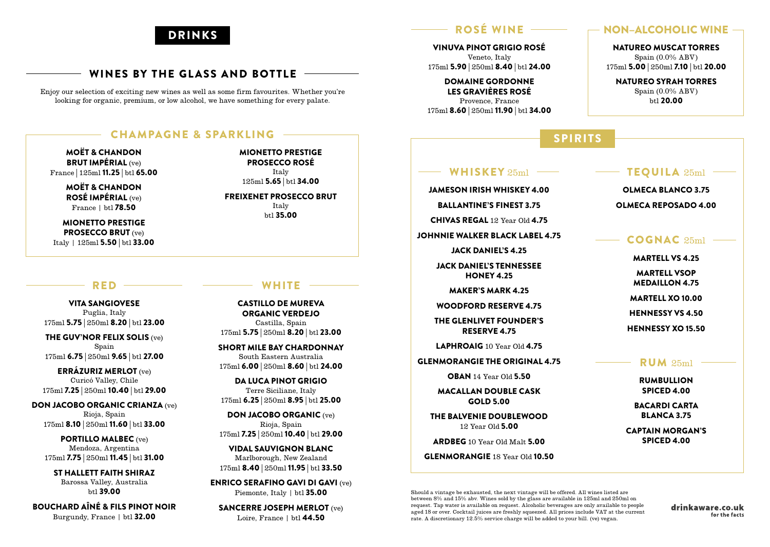# DRINKS

## WINES BY THE GLASS AND BOTTLE

Enjoy our selection of exciting new wines as well as some firm favourites. Whether you're looking for organic, premium, or low alcohol, we have something for every palate.

### CHAMPAGNE & SPARKLING

**MOËT & CHANDON BRUT IMPÉRIAL** (ve)
France | 125ml **11.25** | btl **65.00**

**MOËT & CHANDON ROSÉ IMPÉRIAL** (ve)
France | btl **78.50**

**MIONETTO PRESTIGE PROSECCO BRUT** (ve)
Italy | 125ml **5.50** | btl **33.00**

**MIONETTO PRESTIGE PROSECCO ROSÉ**
Italy
125ml **5.65** | btl **34.00**

**FREIXENET PROSECCO BRUT**
Italy
btl **35.00**

### RED

**VITA SANGIOVESE**
Puglia, Italy
175ml **5.75** | 250ml **8.20** | btl **23.00**

**THE GUV'NOR FELIX SOLIS** (ve)
Spain
175ml **6.75** | 250ml **9.65** | btl **27.00**

**ERRÁZURIZ MERLOT** (ve)
Curicó Valley, Chile
175ml **7.25** | 250ml **10.40** | btl **29.00**

**DON JACOBO ORGANIC CRIANZA** (ve)
Rioja, Spain
175ml **8.10** | 250ml **11.60** | btl **33.00**

**PORTILLO MALBEC** (ve)
Mendoza, Argentina
175ml **7.75** | 250ml **11.45** | btl **31.00**

**ST HALLETT FAITH SHIRAZ**
Barossa Valley, Australia
btl **39.00**

**BOUCHARD AÎNÉ & FILS PINOT NOIR**
Burgundy, France | btl **32.00**

### WHITE

**CASTILLO DE MUREVA ORGANIC VERDEJO**
Castilla, Spain
175ml **5.75** | 250ml **8.20** | btl **23.00**

**SHORT MILE BAY CHARDONNAY**
South Eastern Australia
175ml **6.00** | 250ml **8.60** | btl **24.00**

**DA LUCA PINOT GRIGIO**
Terre Siciliane, Italy
175ml **6.25** | 250ml **8.95** | btl **25.00**

**DON JACOBO ORGANIC** (ve)
Rioja, Spain
175ml **7.25** | 250ml **10.40** | btl **29.00**

**VIDAL SAUVIGNON BLANC**
Marlborough, New Zealand
175ml **8.40** | 250ml **11.95** | btl **33.50**

**ENRICO SERAFINO GAVI DI GAVI** (ve)
Piemonte, Italy | btl **35.00**

**SANCERRE JOSEPH MERLOT** (ve)
Loire, France | btl **44.50**

### ROSÉ WINE

**VINUVA PINOT GRIGIO ROSÉ**
Veneto, Italy
175ml **5.90** | 250ml **8.40** | btl **24.00**

**DOMAINE GORDONNE LES GRAVIÈRES ROSÉ**
Provence, France
175ml **8.60** | 250ml **11.90** | btl **34.00**

### NON-ALCOHOLIC WINE

**NATUREO MUSCAT TORRES**
Spain (0.0% ABV)
175ml **5.00** | 250ml **7.10** | btl **20.00**

**NATUREO SYRAH TORRES**
Spain (0.0% ABV)
btl **20.00**

## SPIRITS

### WHISKEY 25ml

**JAMESON IRISH WHISKEY 4.00**

**BALLANTINE'S FINEST 3.75**

**CHIVAS REGAL** 12 Year Old **4.75**

**JOHNNIE WALKER BLACK LABEL 4.75**

**JACK DANIEL'S 4.25**

**JACK DANIEL'S TENNESSEE HONEY 4.25**

**MAKER'S MARK 4.25**

**WOODFORD RESERVE 4.75**

**THE GLENLIVET FOUNDER'S RESERVE 4.75**

**LAPHROAIG** 10 Year Old **4.75**

**GLENMORANGIE THE ORIGINAL 4.75**

**OBAN** 14 Year Old **5.50**

**MACALLAN DOUBLE CASK GOLD 5.00**

**THE BALVENIE DOUBLEWOOD** 12 Year Old **5.00**

**ARDBEG** 10 Year Old Malt **5.00**

**GLENMORANGIE** 18 Year Old **10.50**

### TEQUILA 25ml

**OLMECA BLANCO 3.75**

**OLMECA REPOSADO 4.00**

### COGNAC 25ml

**MARTELL VS 4.25**

**MARTELL VSOP MEDAILLON 4.75**

**MARTELL XO 10.00**

**HENNESSY VS 4.50**

**HENNESSY XO 15.50**

### RUM 25ml

**RUMBULLION SPICED 4.00**

**BACARDI CARTA BLANCA 3.75**

**CAPTAIN MORGAN'S SPICED 4.00**

Should a vintage be exhausted, the next vintage will be offered. All wines listed are between 8% and 15% abv. Wines sold by the glass are available in 125ml and 250ml on request. Tap water is available on request. Alcoholic beverages are only available to people aged 18 or over. Cocktail juices are freshly squeezed. All prices include VAT at the current rate. A discretionary 12.5% service charge will be added to your bill. (ve) vegan.

drinkaware.co.uk for the facts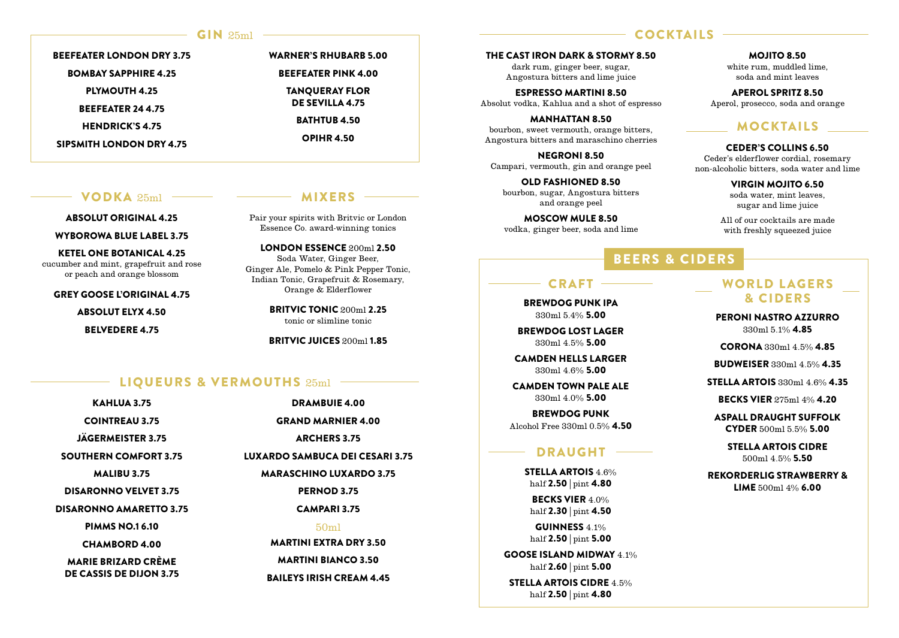## GIN 25ml

**BEEFEATER LONDON DRY 3.75**

**BOMBAY SAPPHIRE 4.25**

**PLYMOUTH 4.25**

**BEEFEATER 24 4.75**

**HENDRICK'S 4.75**

**SIPSMITH LONDON DRY 4.75**

**WARNER'S RHUBARB 5.00**

**BEEFEATER PINK 4.00**

**TANQUERAY FLOR DE SEVILLA 4.75**

**BATHTUB 4.50**

**OPIHR 4.50**

## VODKA 25ml

**ABSOLUT ORIGINAL 4.25**

**WYBOROWA BLUE LABEL 3.75**

**KETEL ONE BOTANICAL 4.25**
cucumber and mint, grapefruit and rose or peach and orange blossom

**GREY GOOSE L'ORIGINAL 4.75**

**ABSOLUT ELYX 4.50**

**BELVEDERE 4.75**

## MIXERS

Pair your spirits with Britvic or London Essence Co. award-winning tonics

**LONDON ESSENCE** 200ml **2.50**
Soda Water, Ginger Beer, Ginger Ale, Pomelo & Pink Pepper Tonic, Indian Tonic, Grapefruit & Rosemary, Orange & Elderflower

**BRITVIC TONIC** 200ml **2.25**
tonic or slimline tonic

**BRITVIC JUICES** 200ml **1.85**

## LIQUEURS & VERMOUTHS 25ml

**KAHLUA 3.75**

**COINTREAU 3.75**

**JÄGERMEISTER 3.75**

**SOUTHERN COMFORT 3.75**

**MALIBU 3.75**

**DISARONNO VELVET 3.75**

**DISARONNO AMARETTO 3.75**

**PIMMS NO.1 6.10**

**CHAMBORD 4.00**

**MARIE BRIZARD CRÈME DE CASSIS DE DIJON 3.75**

**DRAMBUIE 4.00**

**GRAND MARNIER 4.00**

**ARCHERS 3.75**

**LUXARDO SAMBUCA DEI CESARI 3.75**

**MARASCHINO LUXARDO 3.75**

**PERNOD 3.75**

**CAMPARI 3.75**

50ml

**MARTINI EXTRA DRY 3.50**

**MARTINI BIANCO 3.50**

**BAILEYS IRISH CREAM 4.45**

## COCKTAILS

**THE CAST IRON DARK & STORMY 8.50**
dark rum, ginger beer, sugar, Angostura bitters and lime juice

**ESPRESSO MARTINI 8.50**
Absolut vodka, Kahlua and a shot of espresso

**MANHATTAN 8.50**
bourbon, sweet vermouth, orange bitters, Angostura bitters and maraschino cherries

**NEGRONI 8.50**
Campari, vermouth, gin and orange peel

**OLD FASHIONED 8.50**
bourbon, sugar, Angostura bitters and orange peel

**MOSCOW MULE 8.50**
vodka, ginger beer, soda and lime

**MOJITO 8.50**
white rum, muddled lime, soda and mint leaves

**APEROL SPRITZ 8.50**
Aperol, prosecco, soda and orange

## MOCKTAILS

**CEDER'S COLLINS 6.50**
Ceder's elderflower cordial, rosemary non-alcoholic bitters, soda water and lime

**VIRGIN MOJITO 6.50**
soda water, mint leaves, sugar and lime juice

All of our cocktails are made with freshly squeezed juice

## BEERS & CIDERS

### CRAFT

**BREWDOG PUNK IPA**
330ml 5.4% **5.00**

**BREWDOG LOST LAGER**
330ml 4.5% **5.00**

**CAMDEN HELLS LARGER**
330ml 4.6% **5.00**

**CAMDEN TOWN PALE ALE**
330ml 4.0% **5.00**

**BREWDOG PUNK**
Alcohol Free 330ml 0.5% **4.50**

### DRAUGHT

**STELLA ARTOIS** 4.6%
half **2.50** | pint **4.80**

**BECKS VIER** 4.0%
half **2.30** | pint **4.50**

**GUINNESS** 4.1%
half **2.50** | pint **5.00**

**GOOSE ISLAND MIDWAY** 4.1%
half **2.60** | pint **5.00**

**STELLA ARTOIS CIDRE** 4.5%
half **2.50** | pint **4.80**

### WORLD LAGERS & CIDERS

**PERONI NASTRO AZZURRO**
330ml 5.1% **4.85**

**CORONA** 330ml 4.5% **4.85**

**BUDWEISER** 330ml 4.5% **4.35**

**STELLA ARTOIS** 330ml 4.6% **4.35**

**BECKS VIER** 275ml 4% **4.20**

**ASPALL DRAUGHT SUFFOLK CYDER** 500ml 5.5% **5.00**

**STELLA ARTOIS CIDRE**
500ml 4.5% **5.50**

**REKORDERLIG STRAWBERRY & LIME** 500ml 4% **6.00**